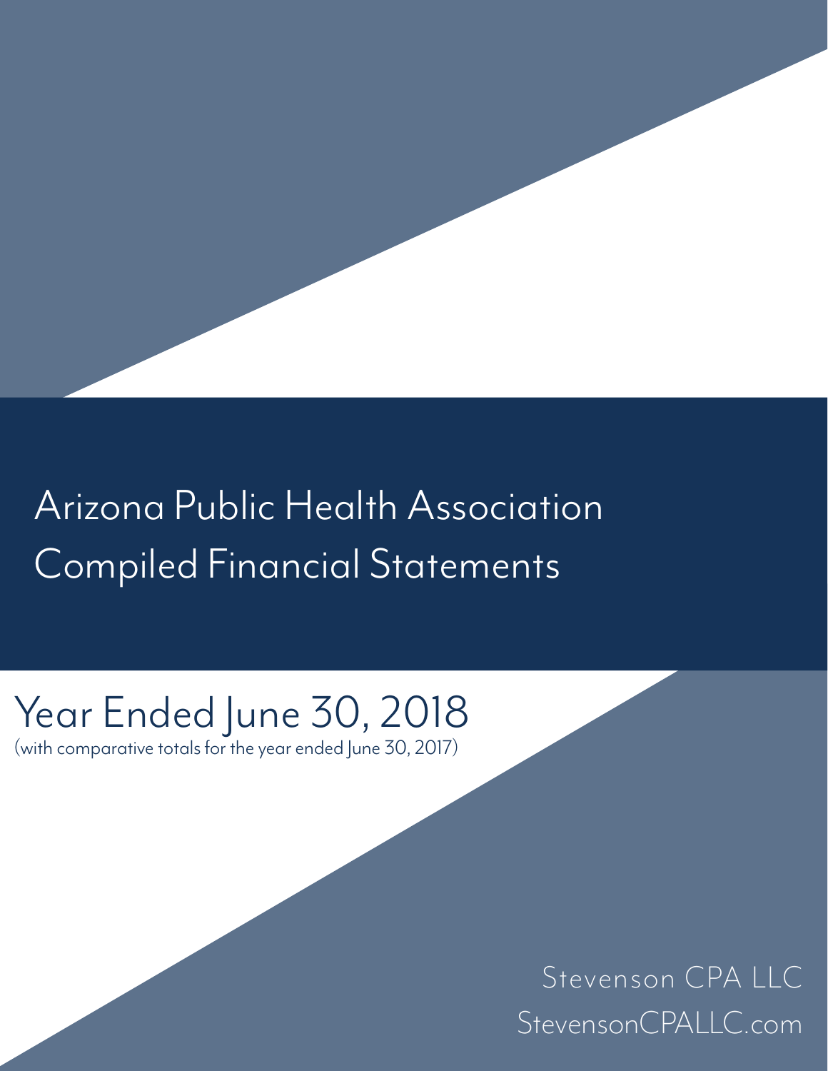# Arizona Public Health Association
# Compiled Financial Statements

## Year Ended June 30, 2018

(with comparative totals for the year ended June 30, 2017)

Stevenson CPA LLC

StevensonCPALLC.com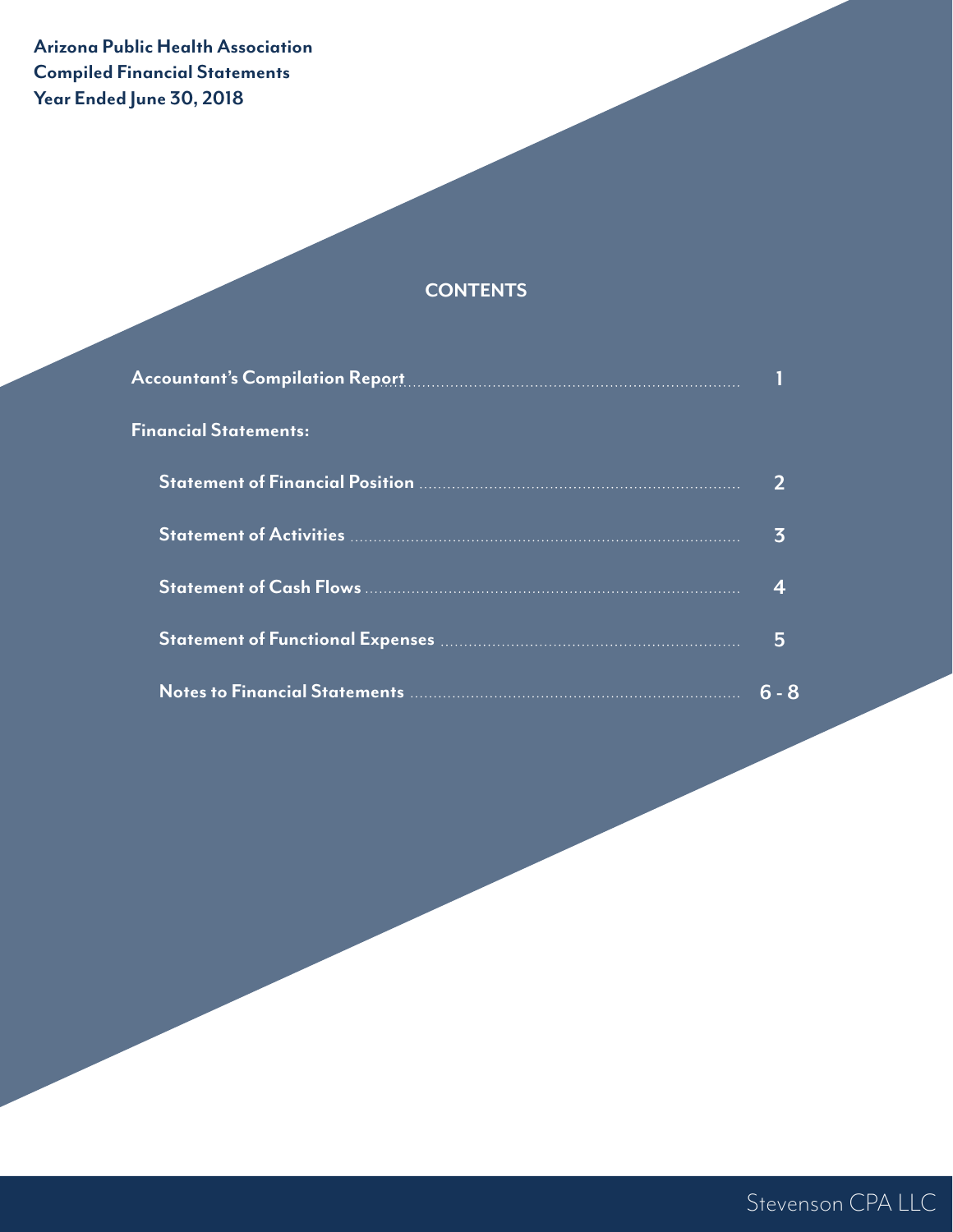**Arizona Public Health Association**
**Compiled Financial Statements**
**Year Ended June 30, 2018**

## CONTENTS

| | |
|---|---|
| **Accountant's Compilation Report** | **1** |
| **Financial Statements:** | |
| **Statement of Financial Position** | **2** |
| **Statement of Activities** | **3** |
| **Statement of Cash Flows** | **4** |
| **Statement of Functional Expenses** | **5** |
| **Notes to Financial Statements** | **6 - 8** |

Stevenson CPA LLC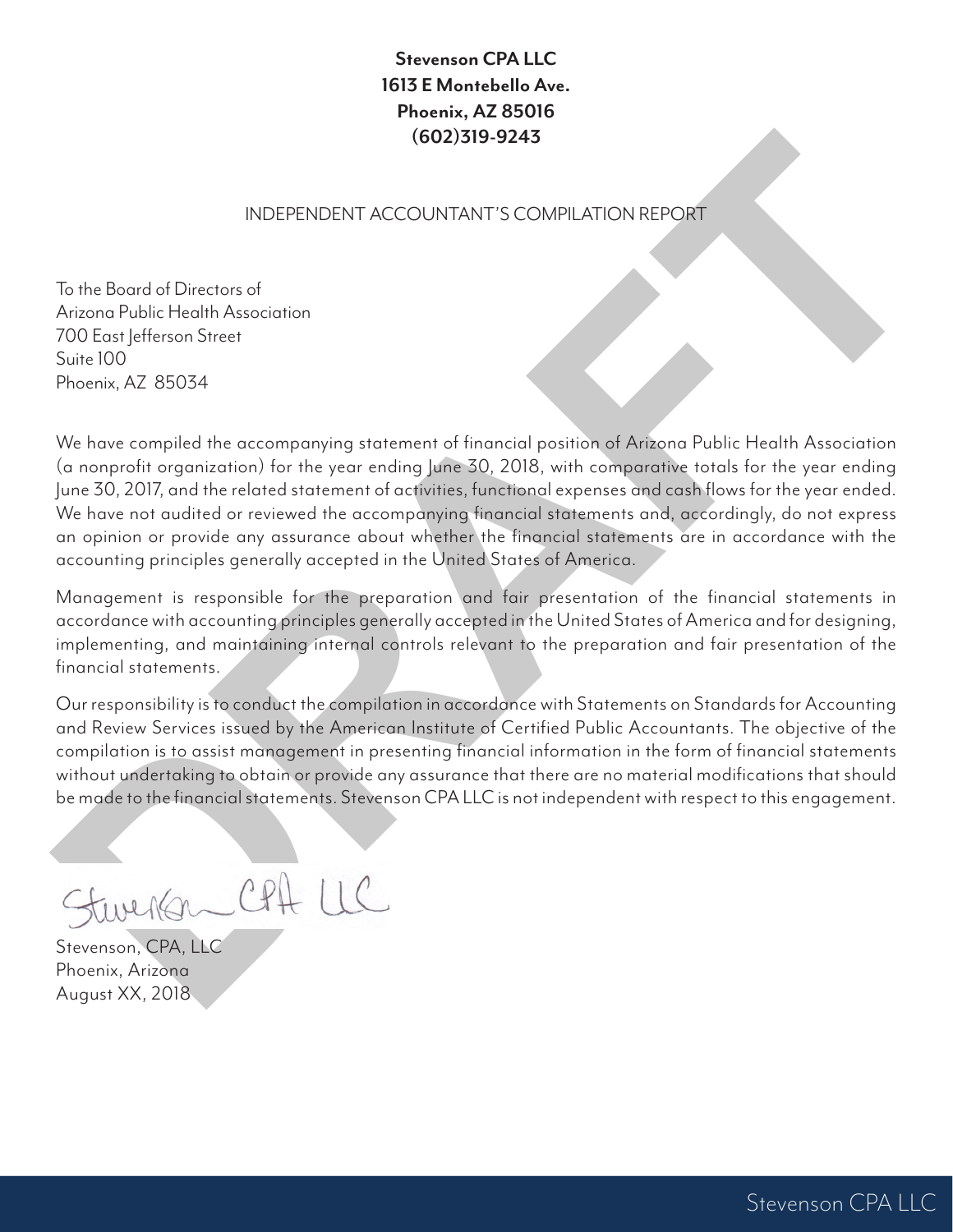**Stevenson CPA LLC**
**1613 E Montebello Ave.**
**Phoenix, AZ 85016**
**(602)319-9243**

INDEPENDENT ACCOUNTANT'S COMPILATION REPORT

To the Board of Directors of
Arizona Public Health Association
700 East Jefferson Street
Suite 100
Phoenix, AZ 85034

We have compiled the accompanying statement of financial position of Arizona Public Health Association (a nonprofit organization) for the year ending June 30, 2018, with comparative totals for the year ending June 30, 2017, and the related statement of activities, functional expenses and cash flows for the year ended. We have not audited or reviewed the accompanying financial statements and, accordingly, do not express an opinion or provide any assurance about whether the financial statements are in accordance with the accounting principles generally accepted in the United States of America.

Management is responsible for the preparation and fair presentation of the financial statements in accordance with accounting principles generally accepted in the United States of America and for designing, implementing, and maintaining internal controls relevant to the preparation and fair presentation of the financial statements.

Our responsibility is to conduct the compilation in accordance with Statements on Standards for Accounting and Review Services issued by the American Institute of Certified Public Accountants. The objective of the compilation is to assist management in presenting financial information in the form of financial statements without undertaking to obtain or provide any assurance that there are no material modifications that should be made to the financial statements. Stevenson CPA LLC is not independent with respect to this engagement.

Stevenson CPA LLC

Stevenson, CPA, LLC
Phoenix, Arizona
August XX, 2018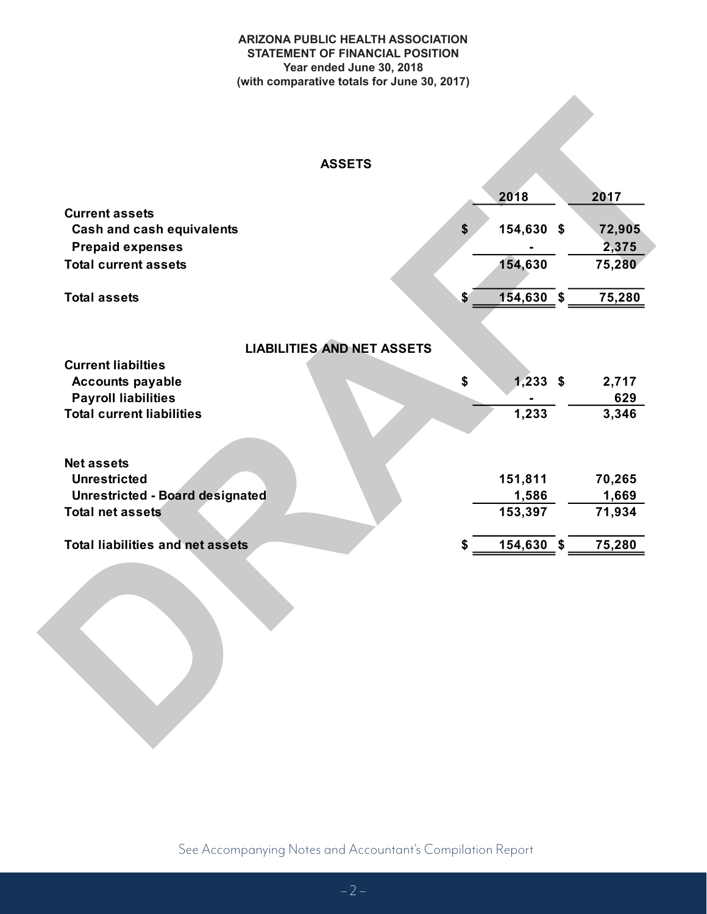**ARIZONA PUBLIC HEALTH ASSOCIATION**
**STATEMENT OF FINANCIAL POSITION**
**Year ended June 30, 2018**
**(with comparative totals for June 30, 2017)**

DRAFT

## ASSETS

| | 2018 | 2017 |
|---|---|---|
| **Current assets** | | |
| Cash and cash equivalents | $ 154,630 | $ 72,905 |
| Prepaid expenses | - | 2,375 |
| **Total current assets** | 154,630 | 75,280 |
| | | |
| **Total assets** | $ 154,630 | $ 75,280 |

## LIABILITIES AND NET ASSETS

| | 2018 | 2017 |
|---|---|---|
| **Current liabilties** | | |
| Accounts payable | $ 1,233 | $ 2,717 |
| Payroll liabilities | - | 629 |
| **Total current liabilities** | 1,233 | 3,346 |
| | | |
| **Net assets** | | |
| Unrestricted | 151,811 | 70,265 |
| Unrestricted - Board designated | 1,586 | 1,669 |
| **Total net assets** | 153,397 | 71,934 |
| | | |
| **Total liabilities and net assets** | $ 154,630 | $ 75,280 |

See Accompanying Notes and Accountant's Compilation Report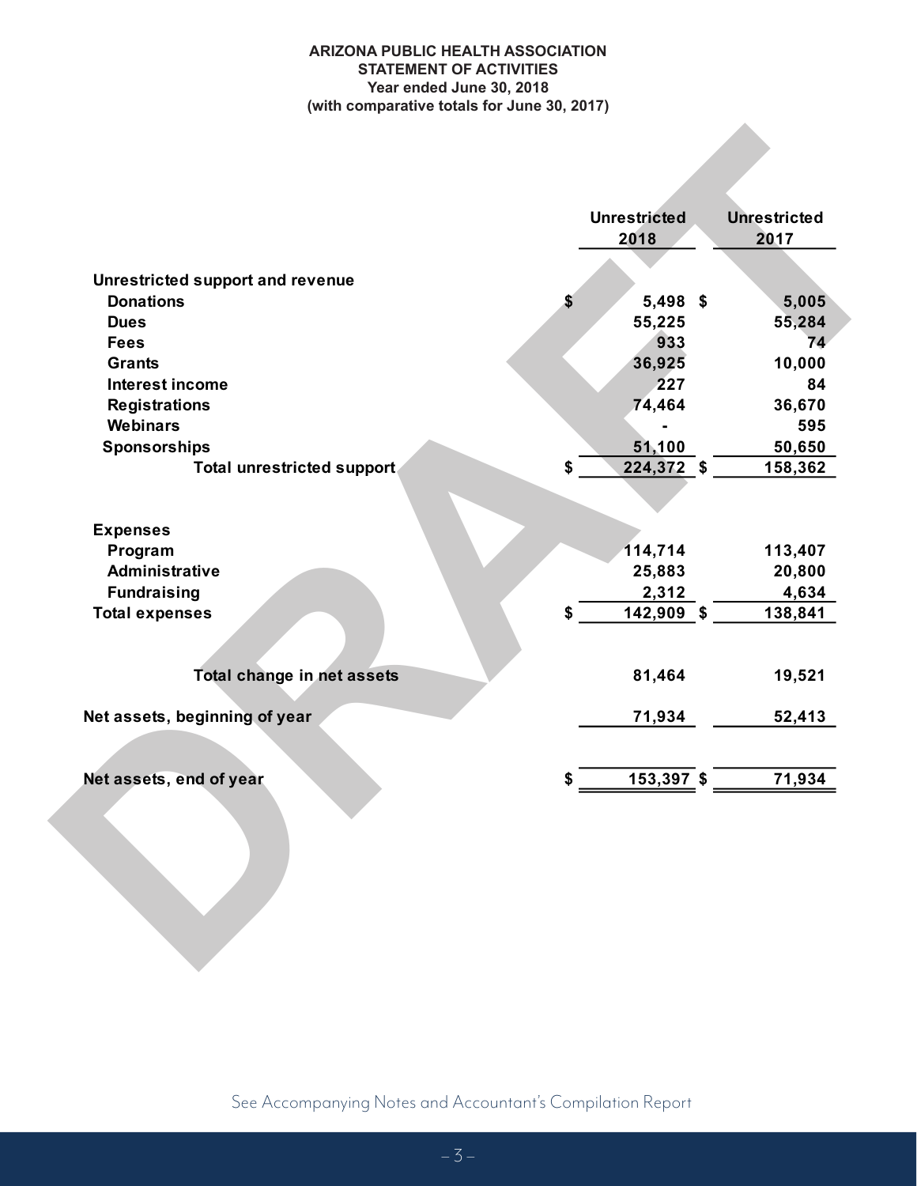**ARIZONA PUBLIC HEALTH ASSOCIATION**
**STATEMENT OF ACTIVITIES**
**Year ended June 30, 2018**
**(with comparative totals for June 30, 2017)**

DRAFT

| | Unrestricted 2018 | Unrestricted 2017 |
|---|---|---|
| **Unrestricted support and revenue** | | |
| Donations | $ 5,498 | $ 5,005 |
| Dues | 55,225 | 55,284 |
| Fees | 933 | 74 |
| Grants | 36,925 | 10,000 |
| Interest income | 227 | 84 |
| Registrations | 74,464 | 36,670 |
| Webinars | - | 595 |
| Sponsorships | 51,100 | 50,650 |
| **Total unrestricted support** | $ 224,372 | $ 158,362 |
| | | |
| **Expenses** | | |
| Program | 114,714 | 113,407 |
| Administrative | 25,883 | 20,800 |
| Fundraising | 2,312 | 4,634 |
| **Total expenses** | $ 142,909 | $ 138,841 |
| | | |
| **Total change in net assets** | 81,464 | 19,521 |
| | | |
| **Net assets, beginning of year** | 71,934 | 52,413 |
| | | |
| **Net assets, end of year** | $ 153,397 | $ 71,934 |

See Accompanying Notes and Accountant's Compilation Report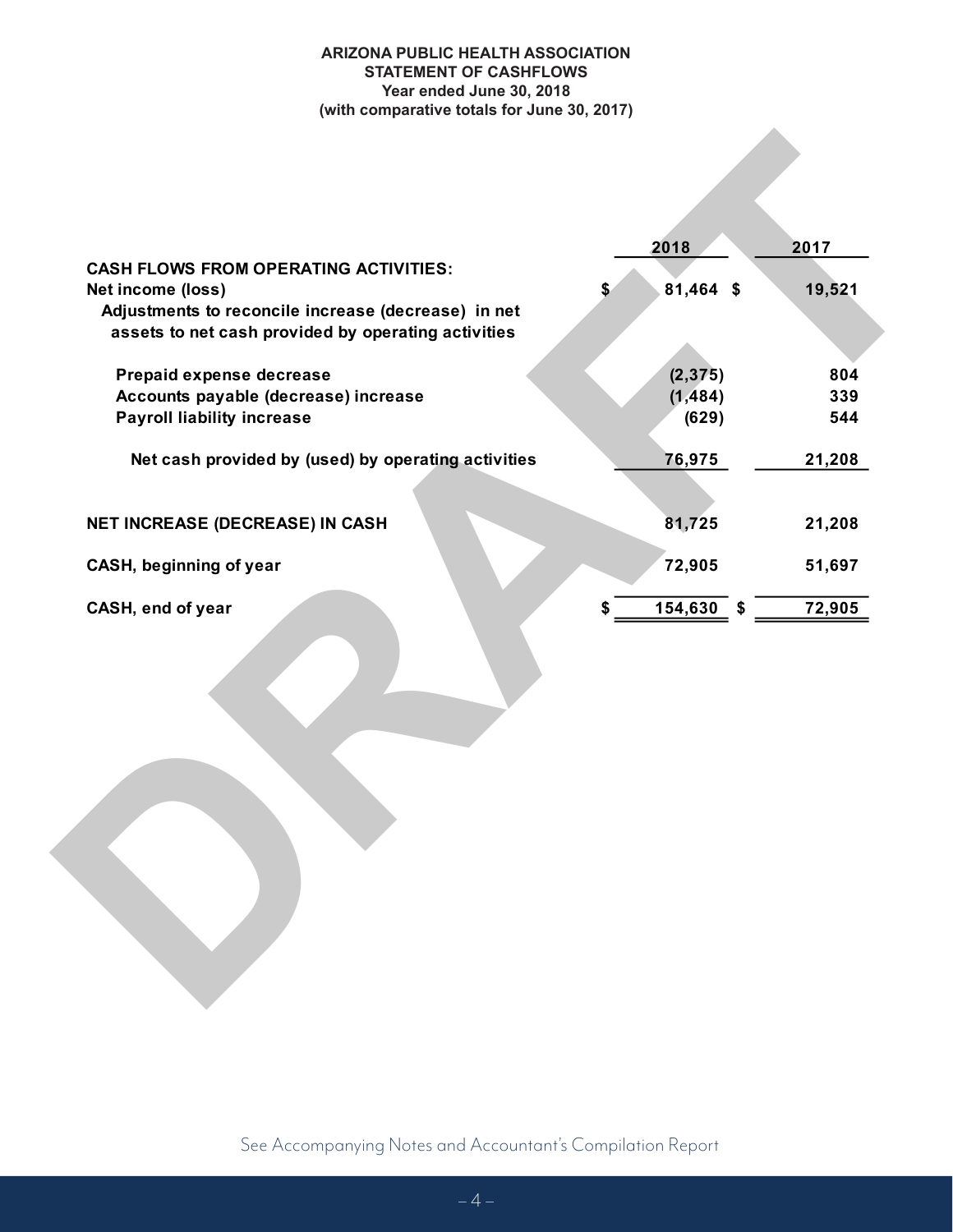**ARIZONA PUBLIC HEALTH ASSOCIATION**
**STATEMENT OF CASHFLOWS**
**Year ended June 30, 2018**
**(with comparative totals for June 30, 2017)**

| | 2018 | 2017 |
|---|---|---|
| **CASH FLOWS FROM OPERATING ACTIVITIES:** | | |
| Net income (loss) | $ 81,464 | $ 19,521 |
| Adjustments to reconcile increase (decrease) in net assets to net cash provided by operating activities | | |
| Prepaid expense decrease | (2,375) | 804 |
| Accounts payable (decrease) increase | (1,484) | 339 |
| Payroll liability increase | (629) | 544 |
| Net cash provided by (used) by operating activities | 76,975 | 21,208 |
| **NET INCREASE (DECREASE) IN CASH** | 81,725 | 21,208 |
| **CASH, beginning of year** | 72,905 | 51,697 |
| **CASH, end of year** | $ 154,630 | $ 72,905 |

DRAFT

See Accompanying Notes and Accountant's Compilation Report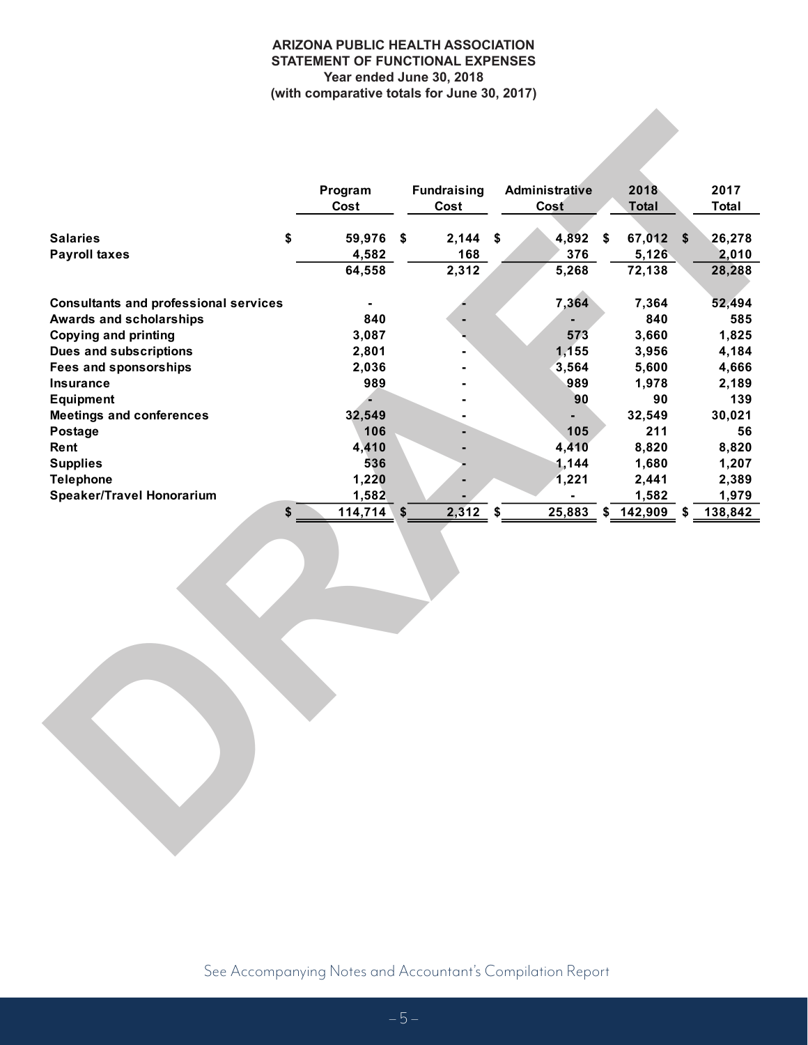**ARIZONA PUBLIC HEALTH ASSOCIATION**
**STATEMENT OF FUNCTIONAL EXPENSES**
**Year ended June 30, 2018**
**(with comparative totals for June 30, 2017)**

| | Program Cost | Fundraising Cost | Administrative Cost | 2018 Total | 2017 Total |
|---|---|---|---|---|---|
| **Salaries** | $ 59,976 | $ 2,144 | $ 4,892 | $ 67,012 | $ 26,278 |
| **Payroll taxes** | 4,582 | 168 | 376 | 5,126 | 2,010 |
| | 64,558 | 2,312 | 5,268 | 72,138 | 28,288 |
| **Consultants and professional services** | - | - | 7,364 | 7,364 | 52,494 |
| **Awards and scholarships** | 840 | - | - | 840 | 585 |
| **Copying and printing** | 3,087 | - | 573 | 3,660 | 1,825 |
| **Dues and subscriptions** | 2,801 | - | 1,155 | 3,956 | 4,184 |
| **Fees and sponsorships** | 2,036 | - | 3,564 | 5,600 | 4,666 |
| **Insurance** | 989 | - | 989 | 1,978 | 2,189 |
| **Equipment** | - | - | 90 | 90 | 139 |
| **Meetings and conferences** | 32,549 | - | - | 32,549 | 30,021 |
| **Postage** | 106 | - | 105 | 211 | 56 |
| **Rent** | 4,410 | - | 4,410 | 8,820 | 8,820 |
| **Supplies** | 536 | - | 1,144 | 1,680 | 1,207 |
| **Telephone** | 1,220 | - | 1,221 | 2,441 | 2,389 |
| **Speaker/Travel Honorarium** | 1,582 | - | - | 1,582 | 1,979 |
| | $ 114,714 | $ 2,312 | $ 25,883 | $ 142,909 | $ 138,842 |

DRAFT

See Accompanying Notes and Accountant's Compilation Report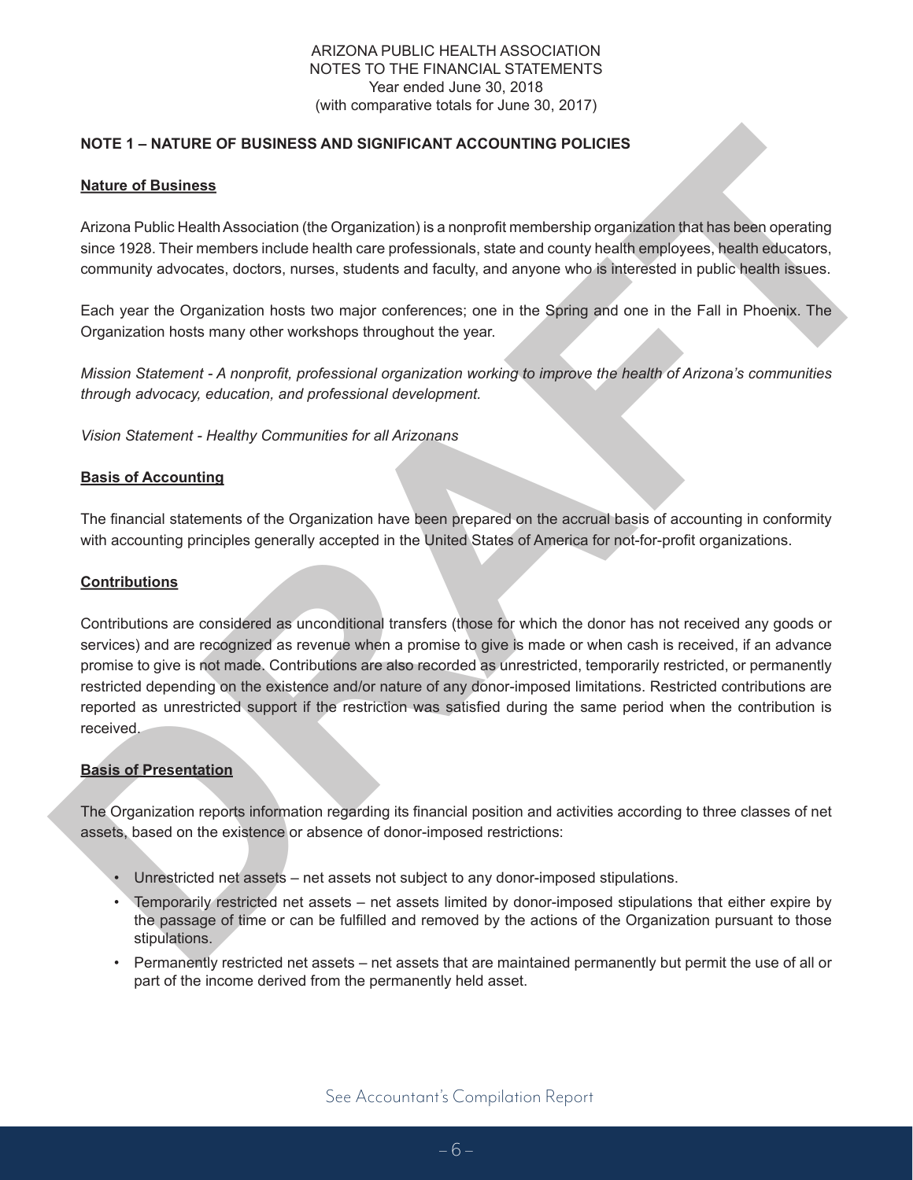ARIZONA PUBLIC HEALTH ASSOCIATION
NOTES TO THE FINANCIAL STATEMENTS
Year ended June 30, 2018
(with comparative totals for June 30, 2017)

**NOTE 1 – NATURE OF BUSINESS AND SIGNIFICANT ACCOUNTING POLICIES**

**Nature of Business**

Arizona Public Health Association (the Organization) is a nonprofit membership organization that has been operating since 1928. Their members include health care professionals, state and county health employees, health educators, community advocates, doctors, nurses, students and faculty, and anyone who is interested in public health issues.

Each year the Organization hosts two major conferences; one in the Spring and one in the Fall in Phoenix. The Organization hosts many other workshops throughout the year.

*Mission Statement - A nonprofit, professional organization working to improve the health of Arizona's communities through advocacy, education, and professional development.*

*Vision Statement - Healthy Communities for all Arizonans*

**Basis of Accounting**

The financial statements of the Organization have been prepared on the accrual basis of accounting in conformity with accounting principles generally accepted in the United States of America for not-for-profit organizations.

**Contributions**

Contributions are considered as unconditional transfers (those for which the donor has not received any goods or services) and are recognized as revenue when a promise to give is made or when cash is received, if an advance promise to give is not made. Contributions are also recorded as unrestricted, temporarily restricted, or permanently restricted depending on the existence and/or nature of any donor-imposed limitations. Restricted contributions are reported as unrestricted support if the restriction was satisfied during the same period when the contribution is received.

**Basis of Presentation**

The Organization reports information regarding its financial position and activities according to three classes of net assets, based on the existence or absence of donor-imposed restrictions:

- Unrestricted net assets – net assets not subject to any donor-imposed stipulations.
- Temporarily restricted net assets – net assets limited by donor-imposed stipulations that either expire by the passage of time or can be fulfilled and removed by the actions of the Organization pursuant to those stipulations.
- Permanently restricted net assets – net assets that are maintained permanently but permit the use of all or part of the income derived from the permanently held asset.

See Accountant's Compilation Report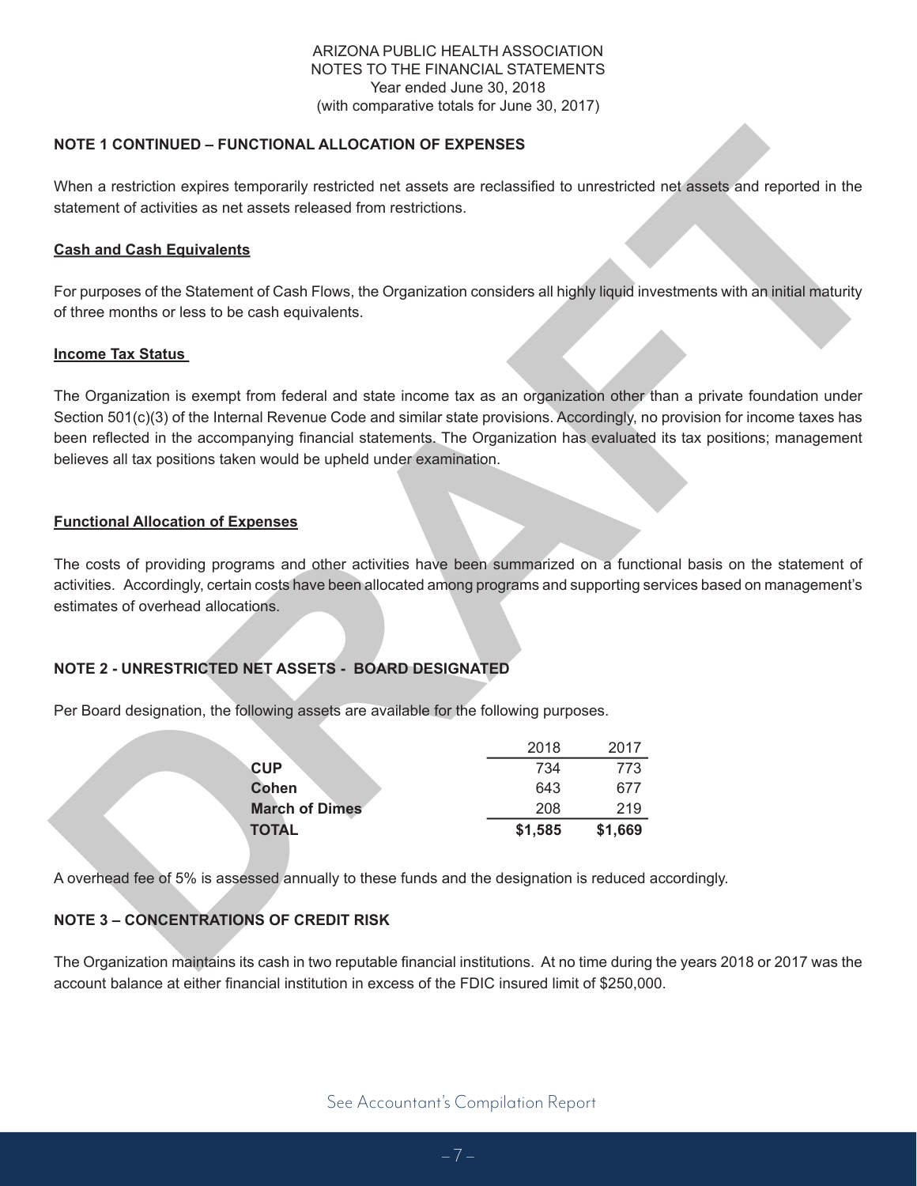## NOTE 1 CONTINUED – FUNCTIONAL ALLOCATION OF EXPENSES

When a restriction expires temporarily restricted net assets are reclassified to unrestricted net assets and reported in the statement of activities as net assets released from restrictions.

**Cash and Cash Equivalents**

For purposes of the Statement of Cash Flows, the Organization considers all highly liquid investments with an initial maturity of three months or less to be cash equivalents.

**Income Tax Status**

The Organization is exempt from federal and state income tax as an organization other than a private foundation under Section 501(c)(3) of the Internal Revenue Code and similar state provisions. Accordingly, no provision for income taxes has been reflected in the accompanying financial statements. The Organization has evaluated its tax positions; management believes all tax positions taken would be upheld under examination.

**Functional Allocation of Expenses**

The costs of providing programs and other activities have been summarized on a functional basis on the statement of activities. Accordingly, certain costs have been allocated among programs and supporting services based on management's estimates of overhead allocations.

## NOTE 2 - UNRESTRICTED NET ASSETS - BOARD DESIGNATED

Per Board designation, the following assets are available for the following purposes.

| | 2018 | 2017 |
|---|---|---|
| **CUP** | 734 | 773 |
| **Cohen** | 643 | 677 |
| **March of Dimes** | 208 | 219 |
| **TOTAL** | **$1,585** | **$1,669** |

A overhead fee of 5% is assessed annually to these funds and the designation is reduced accordingly.

## NOTE 3 – CONCENTRATIONS OF CREDIT RISK

The Organization maintains its cash in two reputable financial institutions. At no time during the years 2018 or 2017 was the account balance at either financial institution in excess of the FDIC insured limit of $250,000.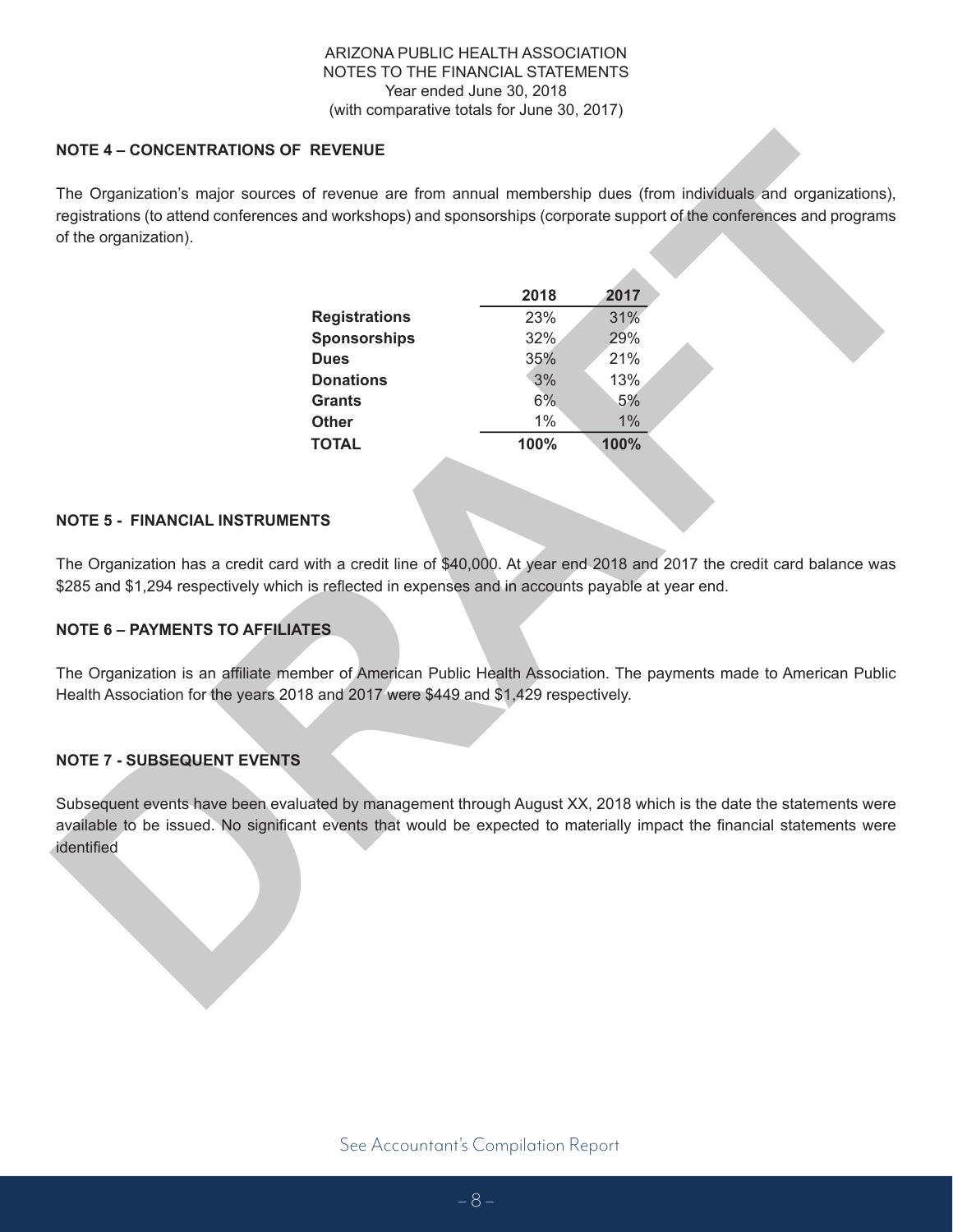ARIZONA PUBLIC HEALTH ASSOCIATION
NOTES TO THE FINANCIAL STATEMENTS
Year ended June 30, 2018
(with comparative totals for June 30, 2017)

**NOTE 4 – CONCENTRATIONS OF REVENUE**

The Organization's major sources of revenue are from annual membership dues (from individuals and organizations), registrations (to attend conferences and workshops) and sponsorships (corporate support of the conferences and programs of the organization).

| | 2018 | 2017 |
|---|---|---|
| **Registrations** | 23% | 31% |
| **Sponsorships** | 32% | 29% |
| **Dues** | 35% | 21% |
| **Donations** | 3% | 13% |
| **Grants** | 6% | 5% |
| **Other** | 1% | 1% |
| **TOTAL** | **100%** | **100%** |

**NOTE 5 - FINANCIAL INSTRUMENTS**

The Organization has a credit card with a credit line of $40,000. At year end 2018 and 2017 the credit card balance was $285 and $1,294 respectively which is reflected in expenses and in accounts payable at year end.

**NOTE 6 – PAYMENTS TO AFFILIATES**

The Organization is an affiliate member of American Public Health Association. The payments made to American Public Health Association for the years 2018 and 2017 were $449 and $1,429 respectively.

**NOTE 7 - SUBSEQUENT EVENTS**

Subsequent events have been evaluated by management through August XX, 2018 which is the date the statements were available to be issued. No significant events that would be expected to materially impact the financial statements were identified

DRAFT

See Accountant's Compilation Report